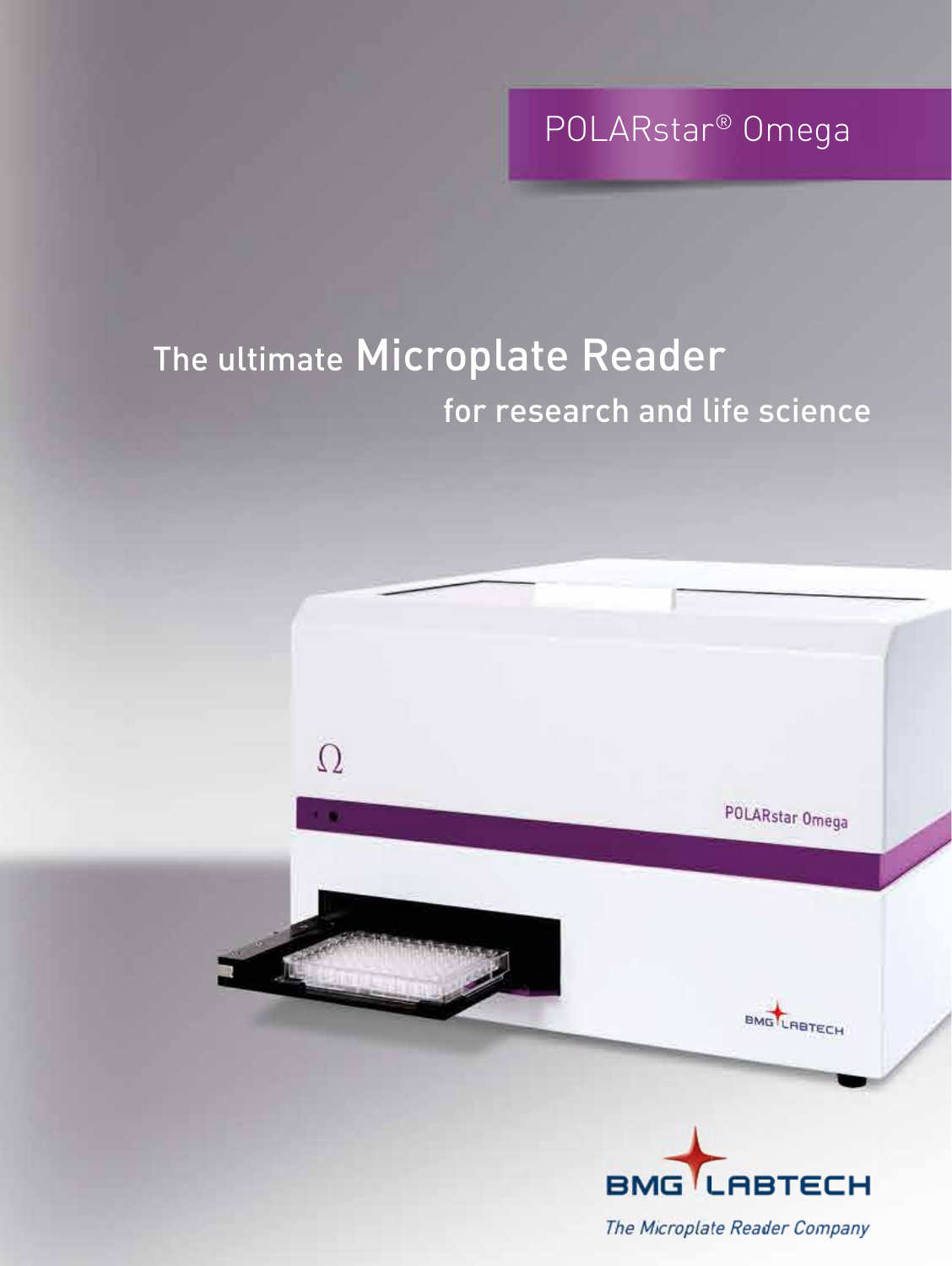POLARstar® Omega

# The ultimate Microplate Reader
## for research and life science

BMG LABTECH

*The Microplate Reader Company*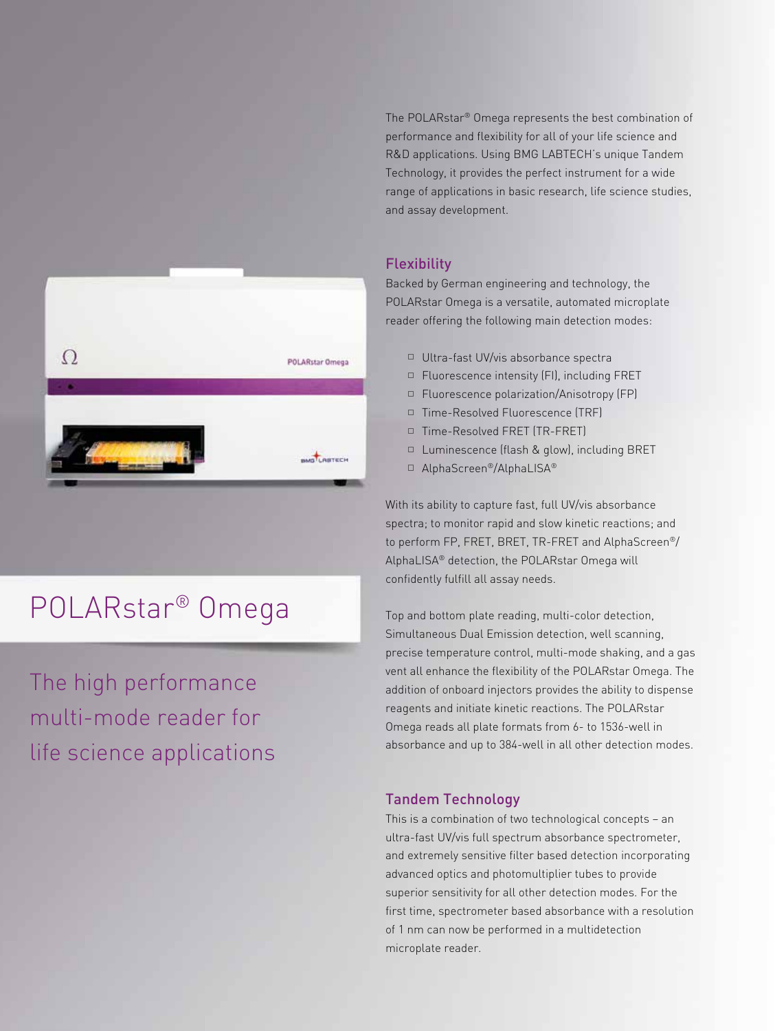# POLARstar® Omega

## The high performance multi-mode reader for life science applications

The POLARstar® Omega represents the best combination of performance and flexibility for all of your life science and R&D applications. Using BMG LABTECH's unique Tandem Technology, it provides the perfect instrument for a wide range of applications in basic research, life science studies, and assay development.

### Flexibility

Backed by German engineering and technology, the POLARstar Omega is a versatile, automated microplate reader offering the following main detection modes:

- Ultra-fast UV/vis absorbance spectra
- Fluorescence intensity (FI), including FRET
- Fluorescence polarization/Anisotropy (FP)
- Time-Resolved Fluorescence (TRF)
- Time-Resolved FRET (TR-FRET)
- Luminescence (flash & glow), including BRET
- AlphaScreen®/AlphaLISA®

With its ability to capture fast, full UV/vis absorbance spectra; to monitor rapid and slow kinetic reactions; and to perform FP, FRET, BRET, TR-FRET and AlphaScreen®/AlphaLISA® detection, the POLARstar Omega will confidently fulfill all assay needs.

Top and bottom plate reading, multi-color detection, Simultaneous Dual Emission detection, well scanning, precise temperature control, multi-mode shaking, and a gas vent all enhance the flexibility of the POLARstar Omega. The addition of onboard injectors provides the ability to dispense reagents and initiate kinetic reactions. The POLARstar Omega reads all plate formats from 6- to 1536-well in absorbance and up to 384-well in all other detection modes.

### Tandem Technology

This is a combination of two technological concepts – an ultra-fast UV/vis full spectrum absorbance spectrometer, and extremely sensitive filter based detection incorporating advanced optics and photomultiplier tubes to provide superior sensitivity for all other detection modes. For the first time, spectrometer based absorbance with a resolution of 1 nm can now be performed in a multidetection microplate reader.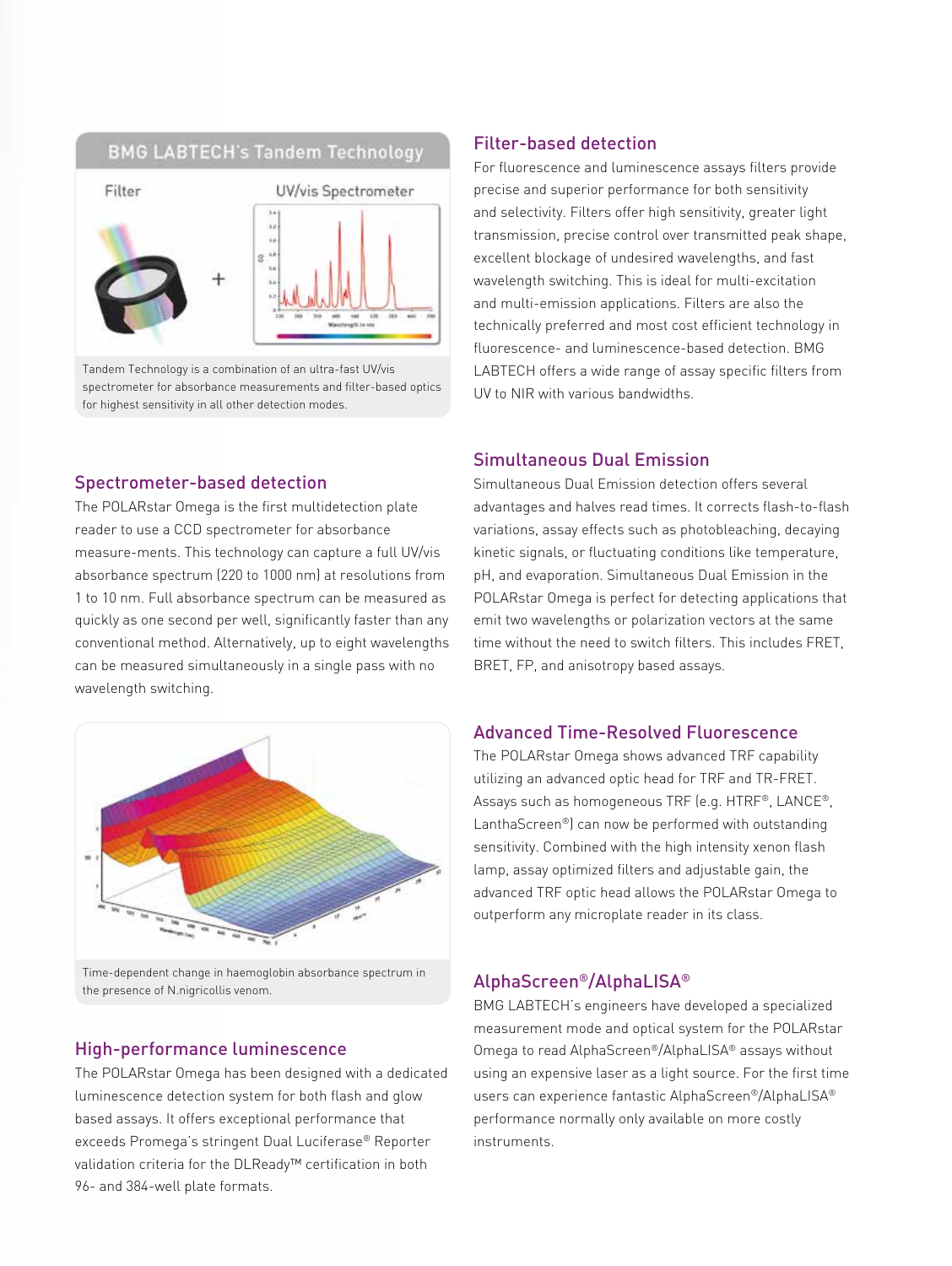### BMG LABTECH's Tandem Technology

Filter + UV/vis Spectrometer

Tandem Technology is a combination of an ultra-fast UV/vis spectrometer for absorbance measurements and filter-based optics for highest sensitivity in all other detection modes.

## Spectrometer-based detection

The POLARstar Omega is the first multidetection plate reader to use a CCD spectrometer for absorbance measure-ments. This technology can capture a full UV/vis absorbance spectrum (220 to 1000 nm) at resolutions from 1 to 10 nm. Full absorbance spectrum can be measured as quickly as one second per well, significantly faster than any conventional method. Alternatively, up to eight wavelengths can be measured simultaneously in a single pass with no wavelength switching.

Time-dependent change in haemoglobin absorbance spectrum in the presence of N.nigricollis venom.

## High-performance luminescence

The POLARstar Omega has been designed with a dedicated luminescence detection system for both flash and glow based assays. It offers exceptional performance that exceeds Promega's stringent Dual Luciferase® Reporter validation criteria for the DLReady™ certification in both 96- and 384-well plate formats.

## Filter-based detection

For fluorescence and luminescence assays filters provide precise and superior performance for both sensitivity and selectivity. Filters offer high sensitivity, greater light transmission, precise control over transmitted peak shape, excellent blockage of undesired wavelengths, and fast wavelength switching. This is ideal for multi-excitation and multi-emission applications. Filters are also the technically preferred and most cost efficient technology in fluorescence- and luminescence-based detection. BMG LABTECH offers a wide range of assay specific filters from UV to NIR with various bandwidths.

## Simultaneous Dual Emission

Simultaneous Dual Emission detection offers several advantages and halves read times. It corrects flash-to-flash variations, assay effects such as photobleaching, decaying kinetic signals, or fluctuating conditions like temperature, pH, and evaporation. Simultaneous Dual Emission in the POLARstar Omega is perfect for detecting applications that emit two wavelengths or polarization vectors at the same time without the need to switch filters. This includes FRET, BRET, FP, and anisotropy based assays.

## Advanced Time-Resolved Fluorescence

The POLARstar Omega shows advanced TRF capability utilizing an advanced optic head for TRF and TR-FRET. Assays such as homogeneous TRF (e.g. HTRF®, LANCE®, LanthaScreen®) can now be performed with outstanding sensitivity. Combined with the high intensity xenon flash lamp, assay optimized filters and adjustable gain, the advanced TRF optic head allows the POLARstar Omega to outperform any microplate reader in its class.

## AlphaScreen®/AlphaLISA®

BMG LABTECH's engineers have developed a specialized measurement mode and optical system for the POLARstar Omega to read AlphaScreen®/AlphaLISA® assays without using an expensive laser as a light source. For the first time users can experience fantastic AlphaScreen®/AlphaLISA® performance normally only available on more costly instruments.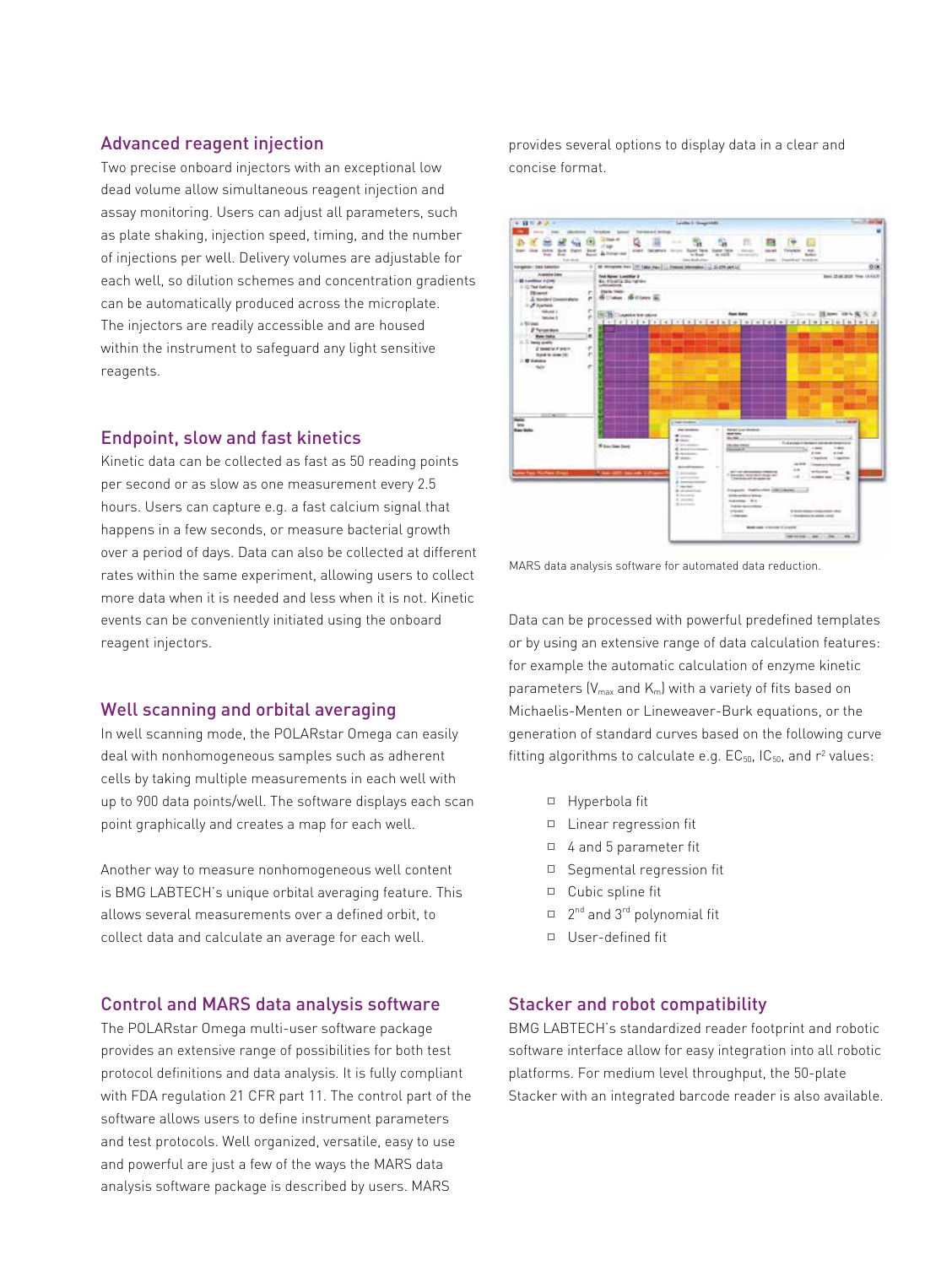## Advanced reagent injection

Two precise onboard injectors with an exceptional low dead volume allow simultaneous reagent injection and assay monitoring. Users can adjust all parameters, such as plate shaking, injection speed, timing, and the number of injections per well. Delivery volumes are adjustable for each well, so dilution schemes and concentration gradients can be automatically produced across the microplate. The injectors are readily accessible and are housed within the instrument to safeguard any light sensitive reagents.

## Endpoint, slow and fast kinetics

Kinetic data can be collected as fast as 50 reading points per second or as slow as one measurement every 2.5 hours. Users can capture e.g. a fast calcium signal that happens in a few seconds, or measure bacterial growth over a period of days. Data can also be collected at different rates within the same experiment, allowing users to collect more data when it is needed and less when it is not. Kinetic events can be conveniently initiated using the onboard reagent injectors.

## Well scanning and orbital averaging

In well scanning mode, the POLARstar Omega can easily deal with nonhomogeneous samples such as adherent cells by taking multiple measurements in each well with up to 900 data points/well. The software displays each scan point graphically and creates a map for each well.

Another way to measure nonhomogeneous well content is BMG LABTECH's unique orbital averaging feature. This allows several measurements over a defined orbit, to collect data and calculate an average for each well.

## Control and MARS data analysis software

The POLARstar Omega multi-user software package provides an extensive range of possibilities for both test protocol definitions and data analysis. It is fully compliant with FDA regulation 21 CFR part 11. The control part of the software allows users to define instrument parameters and test protocols. Well organized, versatile, easy to use and powerful are just a few of the ways the MARS data analysis software package is described by users. MARS provides several options to display data in a clear and concise format.

MARS data analysis software for automated data reduction.

Data can be processed with powerful predefined templates or by using an extensive range of data calculation features: for example the automatic calculation of enzyme kinetic parameters ($V_{max}$ and $K_m$) with a variety of fits based on Michaelis-Menten or Lineweaver-Burk equations, or the generation of standard curves based on the following curve fitting algorithms to calculate e.g. $EC_{50}$, $IC_{50}$, and $r^2$ values:

- Hyperbola fit
- Linear regression fit
- 4 and 5 parameter fit
- Segmental regression fit
- Cubic spline fit
- 2nd and 3rd polynomial fit
- User-defined fit

## Stacker and robot compatibility

BMG LABTECH's standardized reader footprint and robotic software interface allow for easy integration into all robotic platforms. For medium level throughput, the 50-plate Stacker with an integrated barcode reader is also available.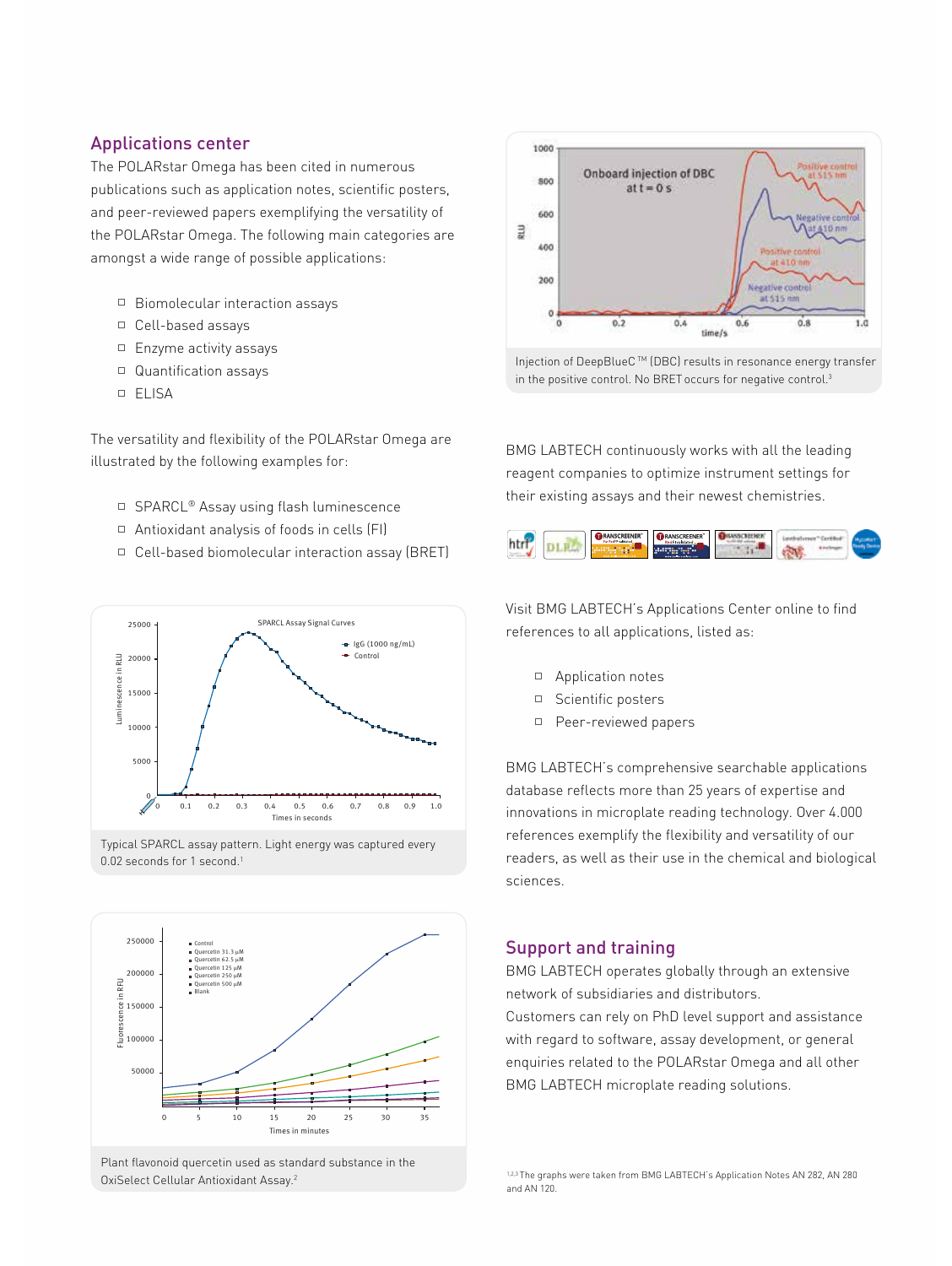## Applications center

The POLARstar Omega has been cited in numerous publications such as application notes, scientific posters, and peer-reviewed papers exemplifying the versatility of the POLARstar Omega. The following main categories are amongst a wide range of possible applications:

- Biomolecular interaction assays
- Cell-based assays
- Enzyme activity assays
- Quantification assays
- ELISA

The versatility and flexibility of the POLARstar Omega are illustrated by the following examples for:

- SPARCL® Assay using flash luminescence
- Antioxidant analysis of foods in cells (FI)
- Cell-based biomolecular interaction assay (BRET)

Typical SPARCL assay pattern. Light energy was captured every 0.02 seconds for 1 second.[1]

Plant flavonoid quercetin used as standard substance in the OxiSelect Cellular Antioxidant Assay.[2]

Injection of DeepBlueC™ (DBC) results in resonance energy transfer in the positive control. No BRET occurs for negative control.[3]

BMG LABTECH continuously works with all the leading reagent companies to optimize instrument settings for their existing assays and their newest chemistries.

Visit BMG LABTECH's Applications Center online to find references to all applications, listed as:

- Application notes
- Scientific posters
- Peer-reviewed papers

BMG LABTECH's comprehensive searchable applications database reflects more than 25 years of expertise and innovations in microplate reading technology. Over 4.000 references exemplify the flexibility and versatility of our readers, as well as their use in the chemical and biological sciences.

## Support and training

BMG LABTECH operates globally through an extensive network of subsidiaries and distributors.
Customers can rely on PhD level support and assistance with regard to software, assay development, or general enquiries related to the POLARstar Omega and all other BMG LABTECH microplate reading solutions.

[1,2,3] The graphs were taken from BMG LABTECH's Application Notes AN 282, AN 280 and AN 120.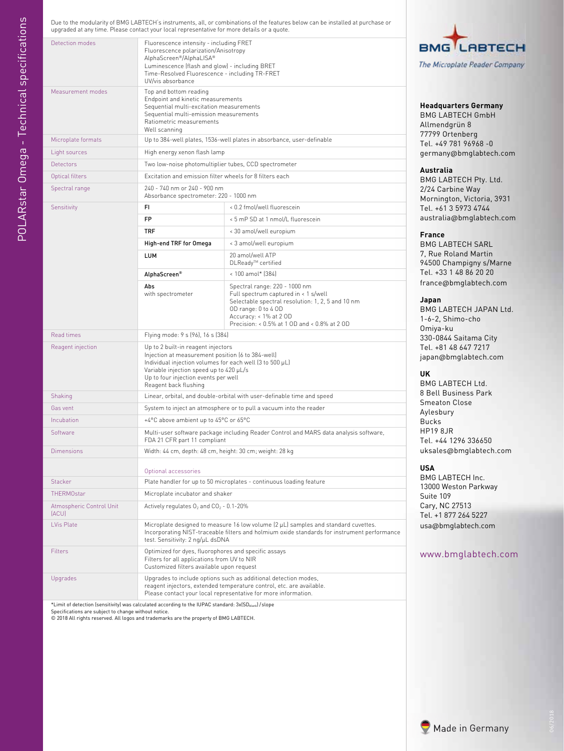# POLARstar Omega - Technical specifications

Due to the modularity of BMG LABTECH's instruments, all, or combinations of the features below can be installed at purchase or upgraded at any time. Please contact your local representative for more details or a quote.

| | | |
|---|---|---|
| Detection modes | Fluorescence intensity - including FRET<br>Fluorescence polarization/Anisotropy<br>AlphaScreen®/AlphaLISA®<br>Luminescence (flash and glow) - including BRET<br>Time-Resolved Fluorescence - including TR-FRET<br>UV/vis absorbance | |
| Measurement modes | Top and bottom reading<br>Endpoint and kinetic measurements<br>Sequential multi-excitation measurements<br>Sequential multi-emission measurements<br>Ratiometric measurements<br>Well scanning | |
| Microplate formats | Up to 384-well plates, 1536-well plates in absorbance, user-definable | |
| Light sources | High energy xenon flash lamp | |
| Detectors | Two low-noise photomultiplier tubes, CCD spectrometer | |
| Optical filters | Excitation and emission filter wheels for 8 filters each | |
| Spectral range | 240 - 740 nm or 240 - 900 nm<br>Absorbance spectrometer: 220 - 1000 nm | |
| Sensitivity | **FI** | < 0.2 fmol/well fluorescein |
| | **FP** | < 5 mP SD at 1 nmol/L fluorescein |
| | **TRF** | < 30 amol/well europium |
| | **High-end TRF for Omega** | < 3 amol/well europium |
| | **LUM** | 20 amol/well ATP<br>DLReady™ certified |
| | **AlphaScreen®** | < 100 amol* (384) |
| | **Abs**<br>with spectrometer | Spectral range: 220 - 1000 nm<br>Full spectrum captured in < 1 s/well<br>Selectable spectral resolution: 1, 2, 5 and 10 nm<br>OD range: 0 to 4 OD<br>Accuracy: < 1% at 2 OD<br>Precision: < 0.5% at 1 OD and < 0.8% at 2 OD |
| Read times | Flying mode: 9 s (96), 16 s (384) | |
| Reagent injection | Up to 2 built-in reagent injectors<br>Injection at measurement position (6 to 384-well)<br>Individual injection volumes for each well (3 to 500 µL)<br>Variable injection speed up to 420 µL/s<br>Up to four injection events per well<br>Reagent back flushing | |
| Shaking | Linear, orbital, and double-orbital with user-definable time and speed | |
| Gas vent | System to inject an atmosphere or to pull a vacuum into the reader | |
| Incubation | +4°C above ambient up to 45°C or 65°C | |
| Software | Multi-user software package including Reader Control and MARS data analysis software, FDA 21 CFR part 11 compliant | |
| Dimensions | Width: 44 cm, depth: 48 cm, height: 30 cm; weight: 28 kg | |
| | Optional accessories | |
| Stacker | Plate handler for up to 50 microplates - continuous loading feature | |
| THERMOstar | Microplate incubator and shaker | |
| Atmospheric Control Unit (ACU) | Actively regulates $O_2$ and $CO_2$ - 0.1-20% | |
| LVis Plate | Microplate designed to measure 16 low volume (2 µL) samples and standard cuvettes. Incorporating NIST-traceable filters and holmium oxide standards for instrument performance test. Sensitivity: 2 ng/µL dsDNA | |
| Filters | Optimized for dyes, fluorophores and specific assays<br>Filters for all applications from UV to NIR<br>Customized filters available upon request | |
| Upgrades | Upgrades to include options such as additional detection modes, reagent injectors, extended temperature control, etc. are available.<br>Please contact your local representative for more information. | |

*Limit of detection (sensitivity) was calculated according to the IUPAC standard: $3x(SD_{blank})$ / slope

Specifications are subject to change without notice.

© 2018 All rights reserved. All logos and trademarks are the property of BMG LABTECH.

**BMG LABTECH**

*The Microplate Reader Company*

**Headquarters Germany**
BMG LABTECH GmbH
Allmendgrün 8
77799 Ortenberg
Tel. +49 781 96968 -0
germany@bmglabtech.com

**Australia**
BMG LABTECH Pty. Ltd.
2/24 Carbine Way
Mornington, Victoria, 3931
Tel. +61 3 5973 4744
australia@bmglabtech.com

**France**
BMG LABTECH SARL
7, Rue Roland Martin
94500 Champigny s/Marne
Tel. +33 1 48 86 20 20
france@bmglabtech.com

**Japan**
BMG LABTECH JAPAN Ltd.
1-6-2, Shimo-cho
Omiya-ku
330-0844 Saitama City
Tel. +81 48 647 7217
japan@bmglabtech.com

**UK**
BMG LABTECH Ltd.
8 Bell Business Park
Smeaton Close
Aylesbury
Bucks
HP19 8JR
Tel. +44 1296 336650
uksales@bmglabtech.com

**USA**
BMG LABTECH Inc.
13000 Weston Parkway
Suite 109
Cary, NC 27513
Tel. +1 877 264 5227
usa@bmglabtech.com

www.bmglabtech.com

Made in Germany

06/2018